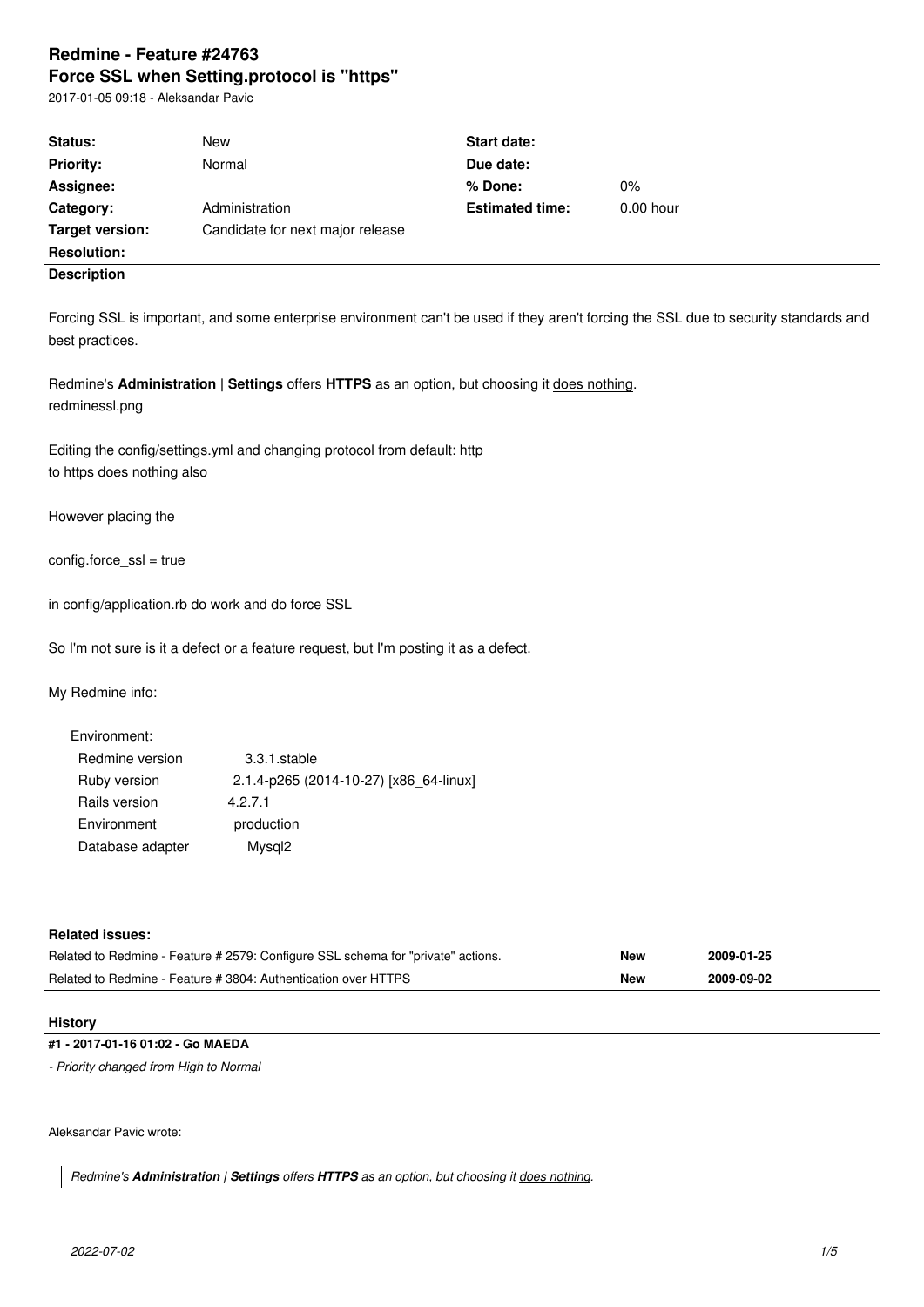# Redmine - Feature #24763

## Force SSL when Setting.protocol is "https"

2017-01-05 09:18 - Aleksandar Pavic

| Status: | New | Start date: | |
|---|---|---|---|
| Priority: | Normal | Due date: | |
| Assignee: | | % Done: | 0% |
| Category: | Administration | Estimated time: | 0.00 hour |
| Target version: | Candidate for next major release | | |
| Resolution: | | | |

**Description**

Forcing SSL is important, and some enterprise environment can't be used if they aren't forcing the SSL due to security standards and best practices.

Redmine's **Administration** | **Settings** offers **HTTPS** as an option, but choosing it does nothing.
redminessl.png

Editing the config/settings.yml and changing protocol from default: http
to https does nothing also

However placing the

config.force_ssl = true

in config/application.rb do work and do force SSL

So I'm not sure is it a defect or a feature request, but I'm posting it as a defect.

My Redmine info:

Environment:

| | |
|---|---|
| Redmine version | 3.3.1.stable |
| Ruby version | 2.1.4-p265 (2014-10-27) [x86_64-linux] |
| Rails version | 4.2.7.1 |
| Environment | production |
| Database adapter | Mysql2 |

**Related issues:**

| | | |
|---|---|---|
| Related to Redmine - Feature # 2579: Configure SSL schema for "private" actions. | **New** | **2009-01-25** |
| Related to Redmine - Feature # 3804: Authentication over HTTPS | **New** | **2009-09-02** |

### History

**#1 - 2017-01-16 01:02 - Go MAEDA**

*- Priority changed from High to Normal*

Aleksandar Pavic wrote:

> *Redmine's **Administration** | **Settings** offers **HTTPS** as an option, but choosing it does nothing.*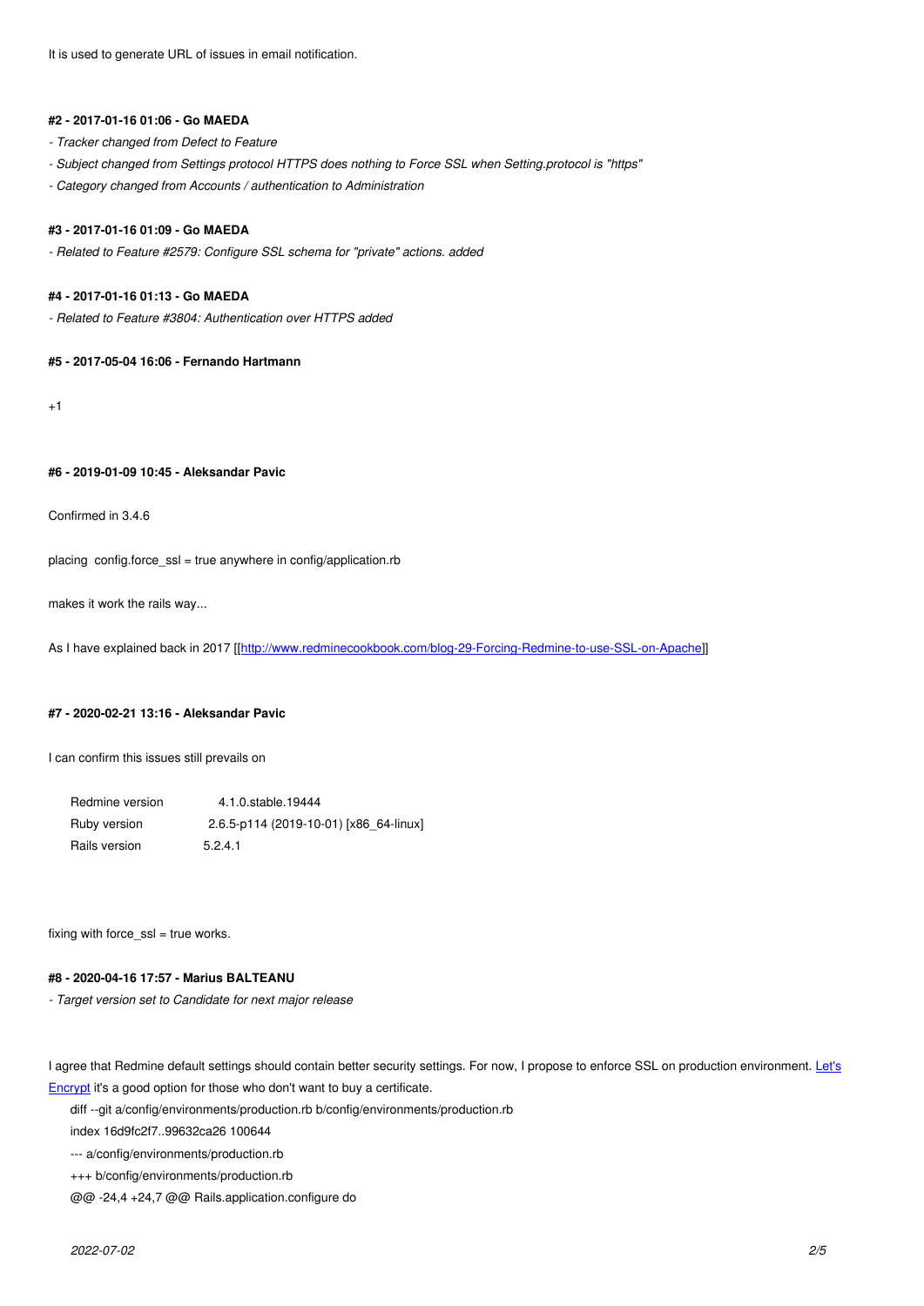It is used to generate URL of issues in email notification.

#### #2 - 2017-01-16 01:06 - Go MAEDA

- *Tracker changed from Defect to Feature*
- *Subject changed from Settings protocol HTTPS does nothing to Force SSL when Setting.protocol is "https"*
- *Category changed from Accounts / authentication to Administration*

#### #3 - 2017-01-16 01:09 - Go MAEDA

- *Related to Feature #2579: Configure SSL schema for "private" actions. added*

#### #4 - 2017-01-16 01:13 - Go MAEDA

- *Related to Feature #3804: Authentication over HTTPS added*

#### #5 - 2017-05-04 16:06 - Fernando Hartmann

+1

#### #6 - 2019-01-09 10:45 - Aleksandar Pavic

Confirmed in 3.4.6

placing config.force_ssl = true anywhere in config/application.rb

makes it work the rails way...

As I have explained back in 2017 [[http://www.redminecookbook.com/blog-29-Forcing-Redmine-to-use-SSL-on-Apache]]

#### #7 - 2020-02-21 13:16 - Aleksandar Pavic

I can confirm this issues still prevails on

| | |
|---|---|
| Redmine version | 4.1.0.stable.19444 |
| Ruby version | 2.6.5-p114 (2019-10-01) [x86_64-linux] |
| Rails version | 5.2.4.1 |

fixing with force_ssl = true works.

#### #8 - 2020-04-16 17:57 - Marius BALTEANU

- *Target version set to Candidate for next major release*

I agree that Redmine default settings should contain better security settings. For now, I propose to enforce SSL on production environment. Let's Encrypt it's a good option for those who don't want to buy a certificate.

```
diff --git a/config/environments/production.rb b/config/environments/production.rb
index 16d9fc2f7..99632ca26 100644
--- a/config/environments/production.rb
+++ b/config/environments/production.rb
@@ -24,4 +24,7 @@ Rails.application.configure do
```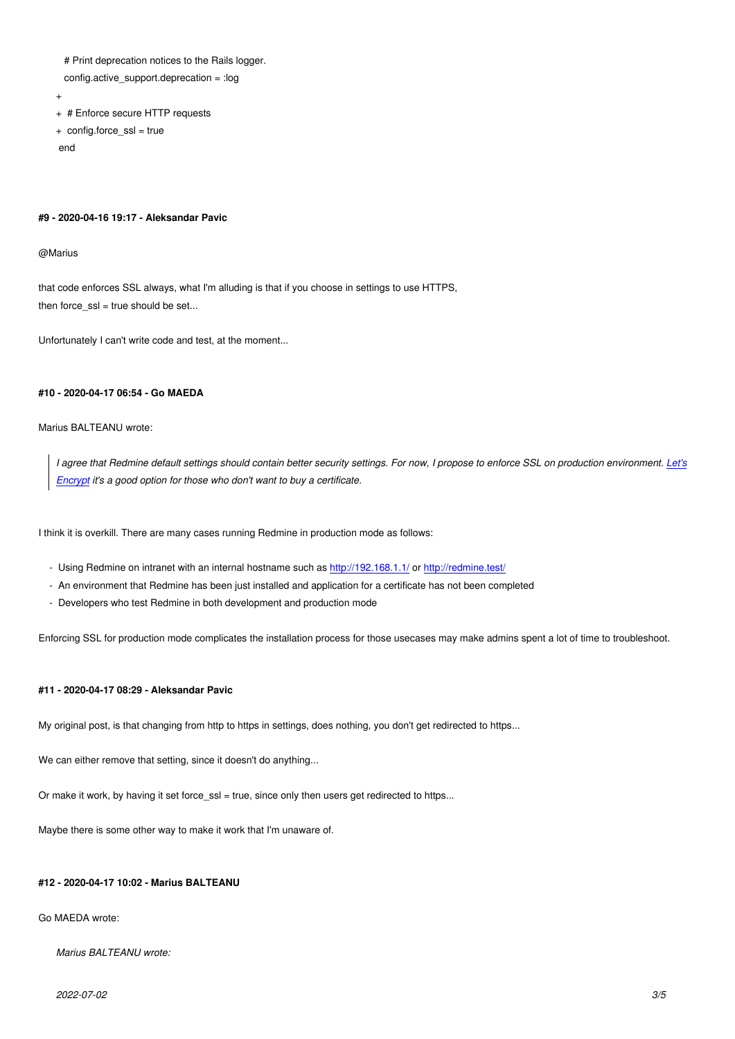```
    # Print deprecation notices to the Rails logger.
    config.active_support.deprecation = :log
+
+  # Enforce secure HTTP requests
+  config.force_ssl = true
 end
```

#### #9 - 2020-04-16 19:17 - Aleksandar Pavic

@Marius

that code enforces SSL always, what I'm alluding is that if you choose in settings to use HTTPS,
then force_ssl = true should be set...

Unfortunately I can't write code and test, at the moment...

#### #10 - 2020-04-17 06:54 - Go MAEDA

Marius BALTEANU wrote:

> *I agree that Redmine default settings should contain better security settings. For now, I propose to enforce SSL on production environment. [Let's Encrypt](https://letsencrypt.org/) it's a good option for those who don't want to buy a certificate.*

I think it is overkill. There are many cases running Redmine in production mode as follows:

- Using Redmine on intranet with an internal hostname such as http://192.168.1.1/ or http://redmine.test/
- An environment that Redmine has been just installed and application for a certificate has not been completed
- Developers who test Redmine in both development and production mode

Enforcing SSL for production mode complicates the installation process for those usecases may make admins spent a lot of time to troubleshoot.

#### #11 - 2020-04-17 08:29 - Aleksandar Pavic

My original post, is that changing from http to https in settings, does nothing, you don't get redirected to https...

We can either remove that setting, since it doesn't do anything...

Or make it work, by having it set force_ssl = true, since only then users get redirected to https...

Maybe there is some other way to make it work that I'm unaware of.

#### #12 - 2020-04-17 10:02 - Marius BALTEANU

Go MAEDA wrote:

> *Marius BALTEANU wrote:*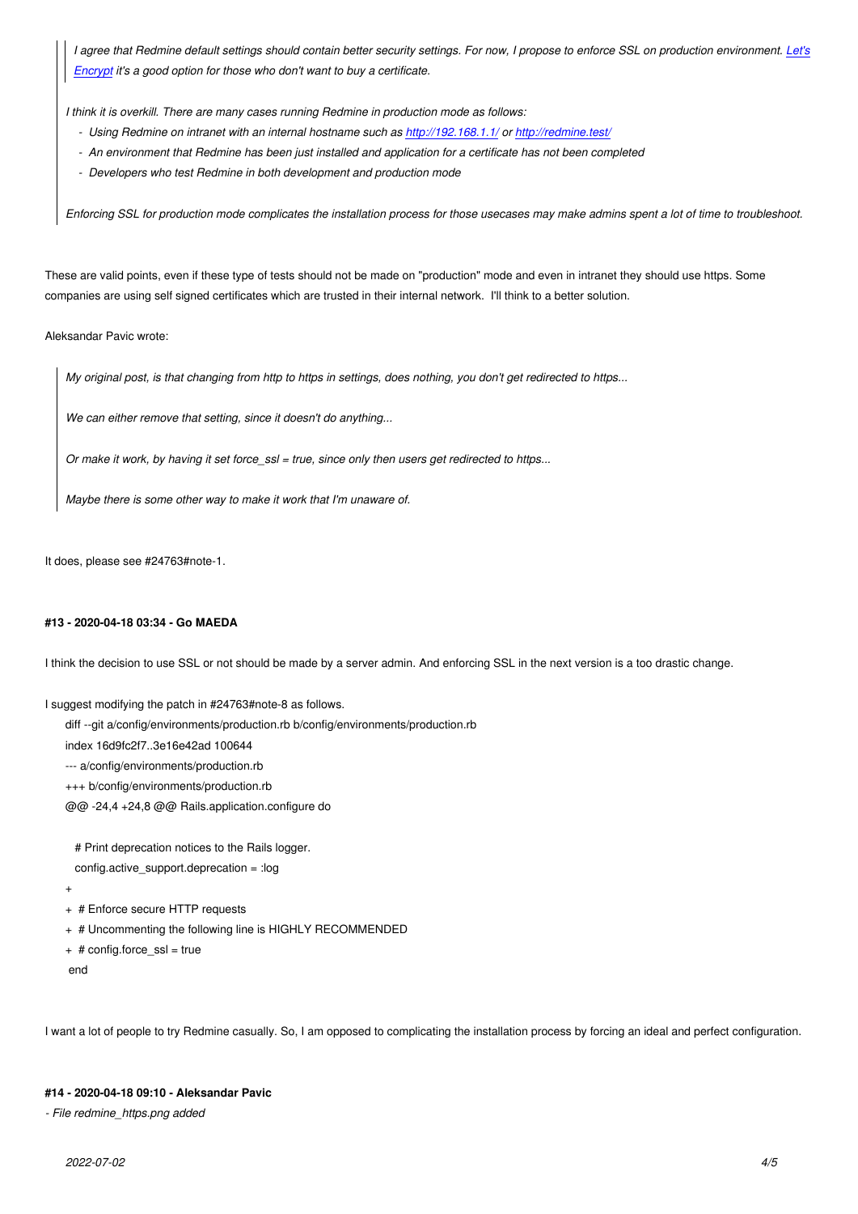> > *I agree that Redmine default settings should contain better security settings. For now, I propose to enforce SSL on production environment. [Let's Encrypt](https://letsencrypt.org) it's a good option for those who don't want to buy a certificate.*
>
> *I think it is overkill. There are many cases running Redmine in production mode as follows:*
>
> - *Using Redmine on intranet with an internal hostname such as [http://192.168.1.1/](http://192.168.1.1/) or [http://redmine.test/](http://redmine.test/)*
> - *An environment that Redmine has been just installed and application for a certificate has not been completed*
> - *Developers who test Redmine in both development and production mode*
>
> *Enforcing SSL for production mode complicates the installation process for those usecases may make admins spent a lot of time to troubleshoot.*

These are valid points, even if these type of tests should not be made on "production" mode and even in intranet they should use https. Some companies are using self signed certificates which are trusted in their internal network. I'll think to a better solution.

Aleksandar Pavic wrote:

> *My original post, is that changing from http to https in settings, does nothing, you don't get redirected to https...*
>
> *We can either remove that setting, since it doesn't do anything...*
>
> *Or make it work, by having it set force_ssl = true, since only then users get redirected to https...*
>
> *Maybe there is some other way to make it work that I'm unaware of.*

It does, please see #24763#note-1.

#### #13 - 2020-04-18 03:34 - Go MAEDA

I think the decision to use SSL or not should be made by a server admin. And enforcing SSL in the next version is a too drastic change.

I suggest modifying the patch in #24763#note-8 as follows.

```
diff --git a/config/environments/production.rb b/config/environments/production.rb
index 16d9fc2f7..3e16e42ad 100644
--- a/config/environments/production.rb
+++ b/config/environments/production.rb
@@ -24,4 +24,8 @@ Rails.application.configure do

   # Print deprecation notices to the Rails logger.
   config.active_support.deprecation = :log
+
+  # Enforce secure HTTP requests
+  # Uncommenting the following line is HIGHLY RECOMMENDED
+  # config.force_ssl = true
 end
```

I want a lot of people to try Redmine casually. So, I am opposed to complicating the installation process by forcing an ideal and perfect configuration.

#### #14 - 2020-04-18 09:10 - Aleksandar Pavic

- *File redmine_https.png added*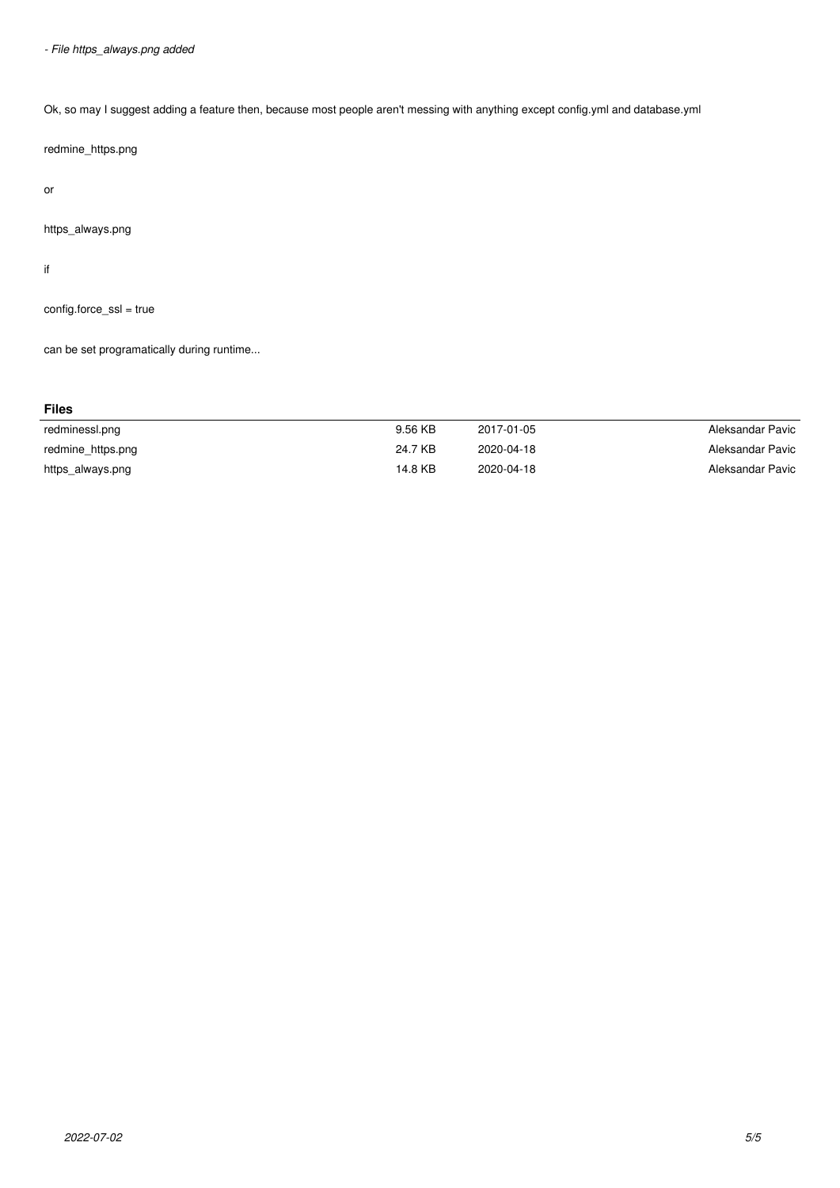*- File https_always.png added*

Ok, so may I suggest adding a feature then, because most people aren't messing with anything except config.yml and database.yml

redmine_https.png

or

https_always.png

if

config.force_ssl = true

can be set programatically during runtime...

### Files

| | | | |
|---|---|---|---|
| redminessl.png | 9.56 KB | 2017-01-05 | Aleksandar Pavic |
| redmine_https.png | 24.7 KB | 2020-04-18 | Aleksandar Pavic |
| https_always.png | 14.8 KB | 2020-04-18 | Aleksandar Pavic |